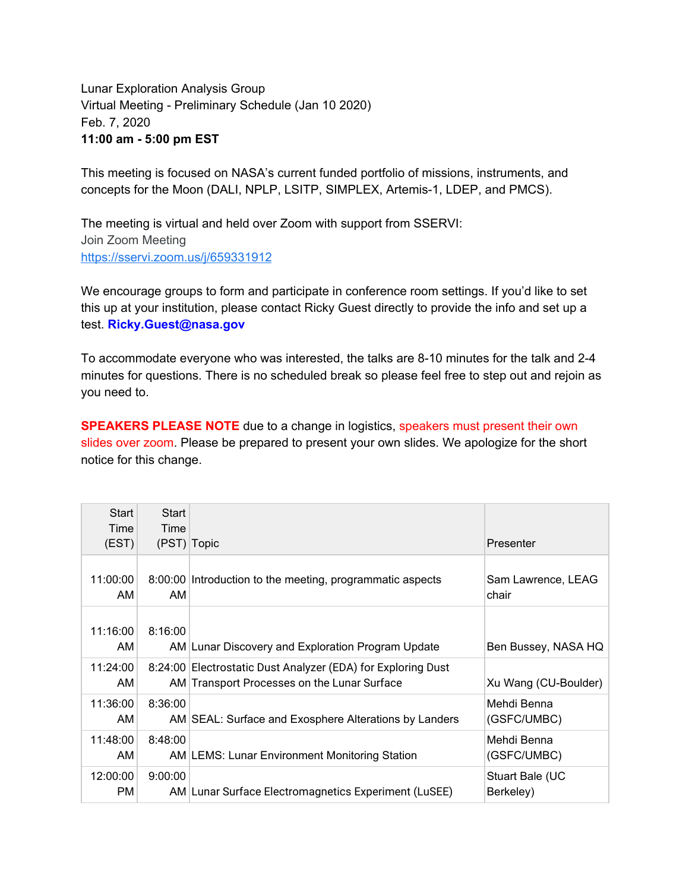Lunar Exploration Analysis Group
Virtual Meeting - Preliminary Schedule (Jan 10 2020)
Feb. 7, 2020
**11:00 am - 5:00 pm EST**

This meeting is focused on NASA's current funded portfolio of missions, instruments, and concepts for the Moon (DALI, NPLP, LSITP, SIMPLEX, Artemis-1, LDEP, and PMCS).

The meeting is virtual and held over Zoom with support from SSERVI:
Join Zoom Meeting
https://sservi.zoom.us/j/659331912

We encourage groups to form and participate in conference room settings. If you'd like to set this up at your institution, please contact Ricky Guest directly to provide the info and set up a test. **Ricky.Guest@nasa.gov**

To accommodate everyone who was interested, the talks are 8-10 minutes for the talk and 2-4 minutes for questions. There is no scheduled break so please feel free to step out and rejoin as you need to.

**SPEAKERS PLEASE NOTE** due to a change in logistics, speakers must present their own slides over zoom. Please be prepared to present your own slides. We apologize for the short notice for this change.

| Start Time (EST) | Start Time (PST) | Topic | Presenter |
|---|---|---|---|
| 11:00:00 AM | 8:00:00 AM | Introduction to the meeting, programmatic aspects | Sam Lawrence, LEAG chair |
| 11:16:00 AM | 8:16:00 AM | Lunar Discovery and Exploration Program Update | Ben Bussey, NASA HQ |
| 11:24:00 AM | 8:24:00 AM | Electrostatic Dust Analyzer (EDA) for Exploring Dust Transport Processes on the Lunar Surface | Xu Wang (CU-Boulder) |
| 11:36:00 AM | 8:36:00 AM | SEAL: Surface and Exosphere Alterations by Landers | Mehdi Benna (GSFC/UMBC) |
| 11:48:00 AM | 8:48:00 AM | LEMS: Lunar Environment Monitoring Station | Mehdi Benna (GSFC/UMBC) |
| 12:00:00 PM | 9:00:00 AM | Lunar Surface Electromagnetics Experiment (LuSEE) | Stuart Bale (UC Berkeley) |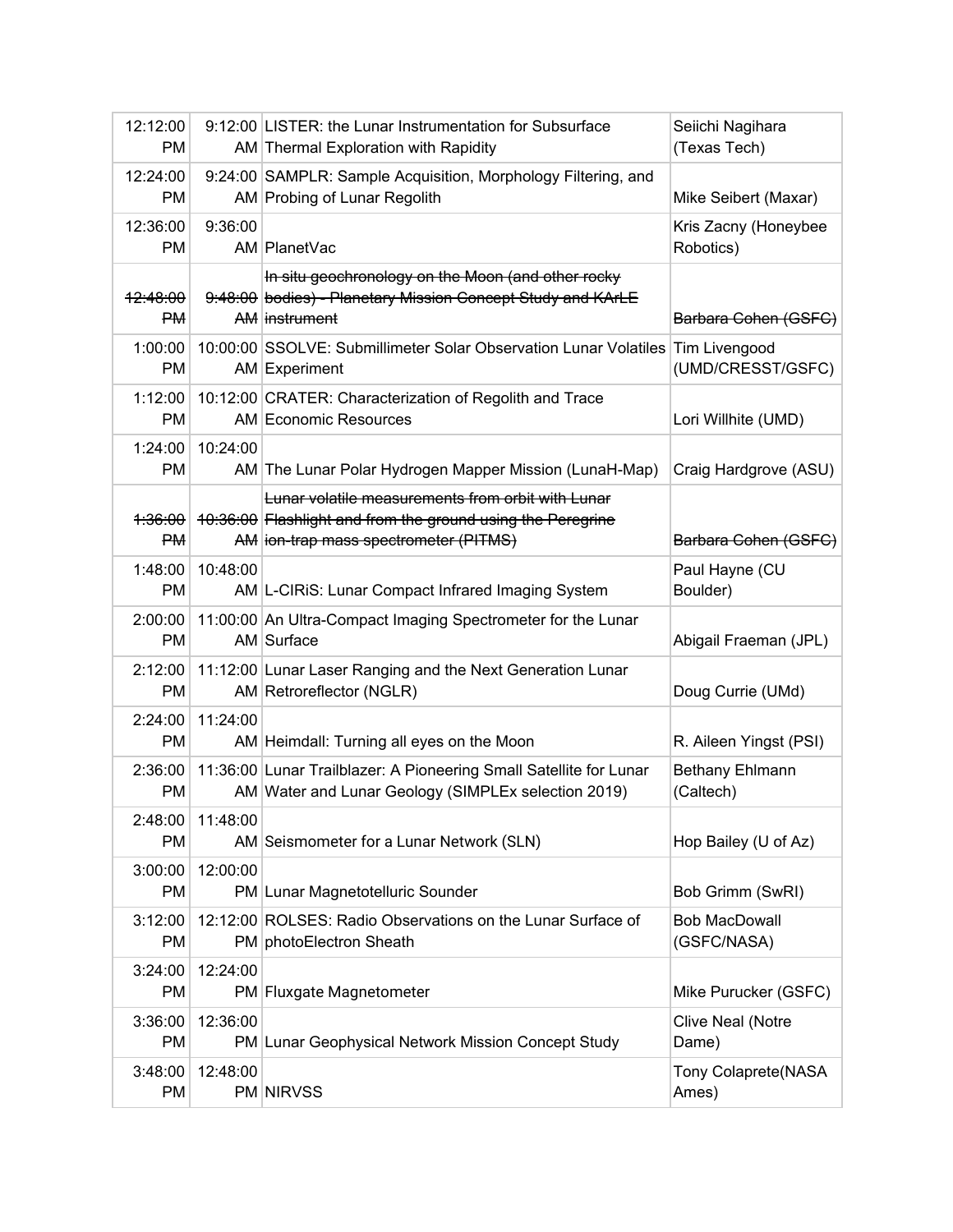| 12:12:00 PM | 9:12:00 AM | LISTER: the Lunar Instrumentation for Subsurface Thermal Exploration with Rapidity | Seiichi Nagihara (Texas Tech) |
|---|---|---|---|
| 12:24:00 PM | 9:24:00 AM | SAMPLR: Sample Acquisition, Morphology Filtering, and Probing of Lunar Regolith | Mike Seibert (Maxar) |
| 12:36:00 PM | 9:36:00 AM | PlanetVac | Kris Zacny (Honeybee Robotics) |
| ~~12:48:00 PM~~ | ~~9:48:00 AM~~ | ~~In situ geochronology on the Moon (and other rocky bodies) - Planetary Mission Concept Study and KArLE instrument~~ | ~~Barbara Cohen (GSFC)~~ |
| 1:00:00 PM | 10:00:00 AM | SSOLVE: Submillimeter Solar Observation Lunar Volatiles Experiment | Tim Livengood (UMD/CRESST/GSFC) |
| 1:12:00 PM | 10:12:00 AM | CRATER: Characterization of Regolith and Trace Economic Resources | Lori Willhite (UMD) |
| 1:24:00 PM | 10:24:00 AM | The Lunar Polar Hydrogen Mapper Mission (LunaH-Map) | Craig Hardgrove (ASU) |
| ~~1:36:00 PM~~ | ~~10:36:00 AM~~ | ~~Lunar volatile measurements from orbit with Lunar Flashlight and from the ground using the Peregrine ion-trap mass spectrometer (PITMS)~~ | ~~Barbara Cohen (GSFC)~~ |
| 1:48:00 PM | 10:48:00 AM | L-CIRiS: Lunar Compact Infrared Imaging System | Paul Hayne (CU Boulder) |
| 2:00:00 PM | 11:00:00 AM | An Ultra-Compact Imaging Spectrometer for the Lunar Surface | Abigail Fraeman (JPL) |
| 2:12:00 PM | 11:12:00 AM | Lunar Laser Ranging and the Next Generation Lunar Retroreflector (NGLR) | Doug Currie (UMd) |
| 2:24:00 PM | 11:24:00 AM | Heimdall: Turning all eyes on the Moon | R. Aileen Yingst (PSI) |
| 2:36:00 PM | 11:36:00 AM | Lunar Trailblazer: A Pioneering Small Satellite for Lunar Water and Lunar Geology (SIMPLEx selection 2019) | Bethany Ehlmann (Caltech) |
| 2:48:00 PM | 11:48:00 AM | Seismometer for a Lunar Network (SLN) | Hop Bailey (U of Az) |
| 3:00:00 PM | 12:00:00 PM | Lunar Magnetotelluric Sounder | Bob Grimm (SwRI) |
| 3:12:00 PM | 12:12:00 PM | ROLSES: Radio Observations on the Lunar Surface of photoElectron Sheath | Bob MacDowall (GSFC/NASA) |
| 3:24:00 PM | 12:24:00 PM | Fluxgate Magnetometer | Mike Purucker (GSFC) |
| 3:36:00 PM | 12:36:00 PM | Lunar Geophysical Network Mission Concept Study | Clive Neal (Notre Dame) |
| 3:48:00 PM | 12:48:00 PM | NIRVSS | Tony Colaprete(NASA Ames) |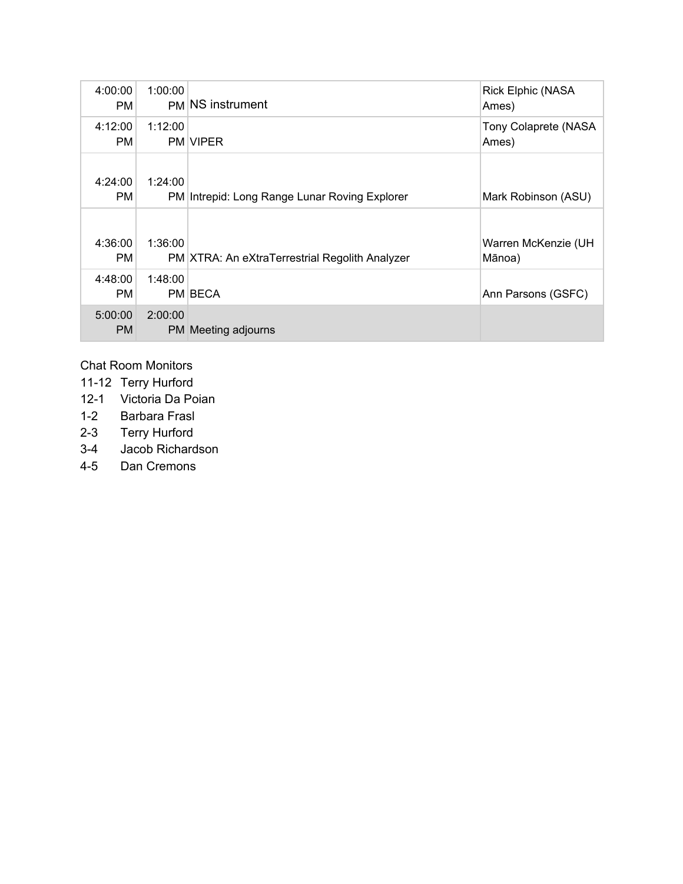| | | | |
|---|---|---|---|
| 4:00:00 PM | 1:00:00 PM | NS instrument | Rick Elphic (NASA Ames) |
| 4:12:00 PM | 1:12:00 PM | VIPER | Tony Colaprete (NASA Ames) |
| 4:24:00 PM | 1:24:00 PM | Intrepid: Long Range Lunar Roving Explorer | Mark Robinson (ASU) |
| 4:36:00 PM | 1:36:00 PM | XTRA: An eXtraTerrestrial Regolith Analyzer | Warren McKenzie (UH Mānoa) |
| 4:48:00 PM | 1:48:00 PM | BECA | Ann Parsons (GSFC) |
| 5:00:00 PM | 2:00:00 PM | Meeting adjourns | |

Chat Room Monitors

11-12 Terry Hurford
12-1 Victoria Da Poian
1-2 Barbara Frasl
2-3 Terry Hurford
3-4 Jacob Richardson
4-5 Dan Cremons